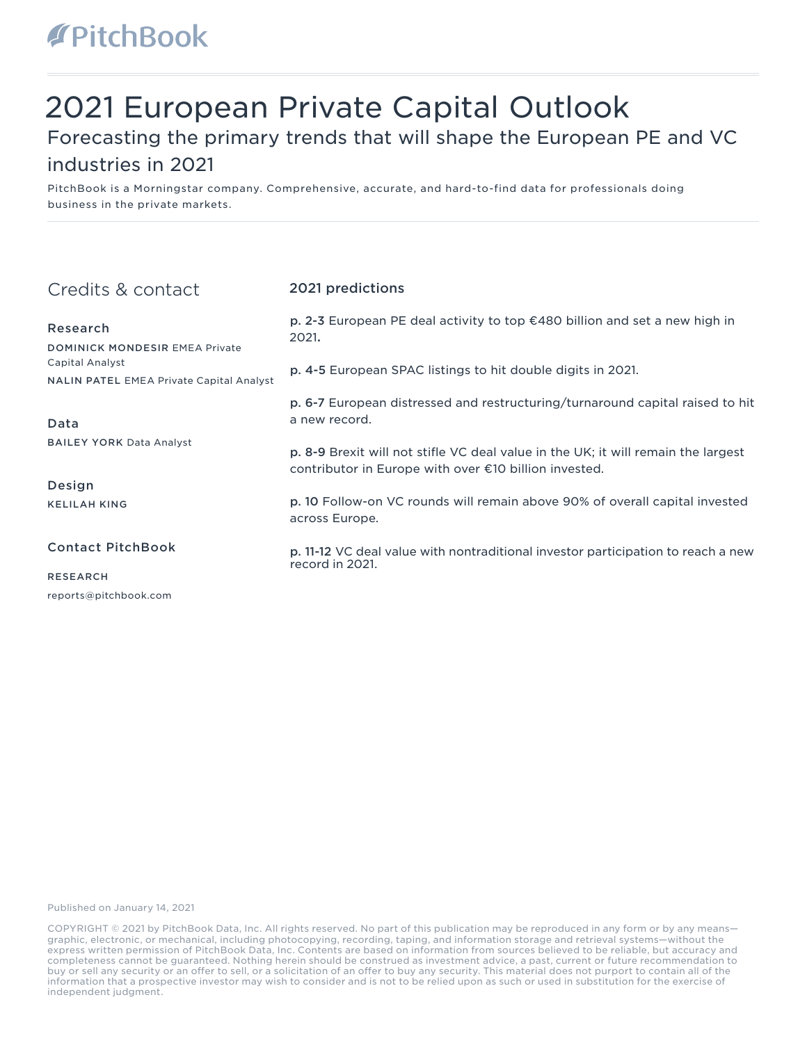PitchBook

# 2021 European Private Capital Outlook

## Forecasting the primary trends that will shape the European PE and VC industries in 2021

PitchBook is a Morningstar company. Comprehensive, accurate, and hard-to-find data for professionals doing business in the private markets.

## Credits & contact

### Research

**DOMINICK MONDESIR** EMEA Private Capital Analyst

**NALIN PATEL** EMEA Private Capital Analyst

### Data

**BAILEY YORK** Data Analyst

### Design

**KELILAH KING**

### Contact PitchBook

**RESEARCH**

reports@pitchbook.com

## 2021 predictions

**p. 2-3** European PE deal activity to top €480 billion and set a new high in 2021.

**p. 4-5** European SPAC listings to hit double digits in 2021.

**p. 6-7** European distressed and restructuring/turnaround capital raised to hit a new record.

**p. 8-9** Brexit will not stifle VC deal value in the UK; it will remain the largest contributor in Europe with over €10 billion invested.

**p. 10** Follow-on VC rounds will remain above 90% of overall capital invested across Europe.

**p. 11-12** VC deal value with nontraditional investor participation to reach a new record in 2021.

Published on January 14, 2021

COPYRIGHT © 2021 by PitchBook Data, Inc. All rights reserved. No part of this publication may be reproduced in any form or by any means—graphic, electronic, or mechanical, including photocopying, recording, taping, and information storage and retrieval systems—without the express written permission of PitchBook Data, Inc. Contents are based on information from sources believed to be reliable, but accuracy and completeness cannot be guaranteed. Nothing herein should be construed as investment advice, a past, current or future recommendation to buy or sell any security or an offer to sell, or a solicitation of an offer to buy any security. This material does not purport to contain all of the information that a prospective investor may wish to consider and is not to be relied upon as such or used in substitution for the exercise of independent judgment.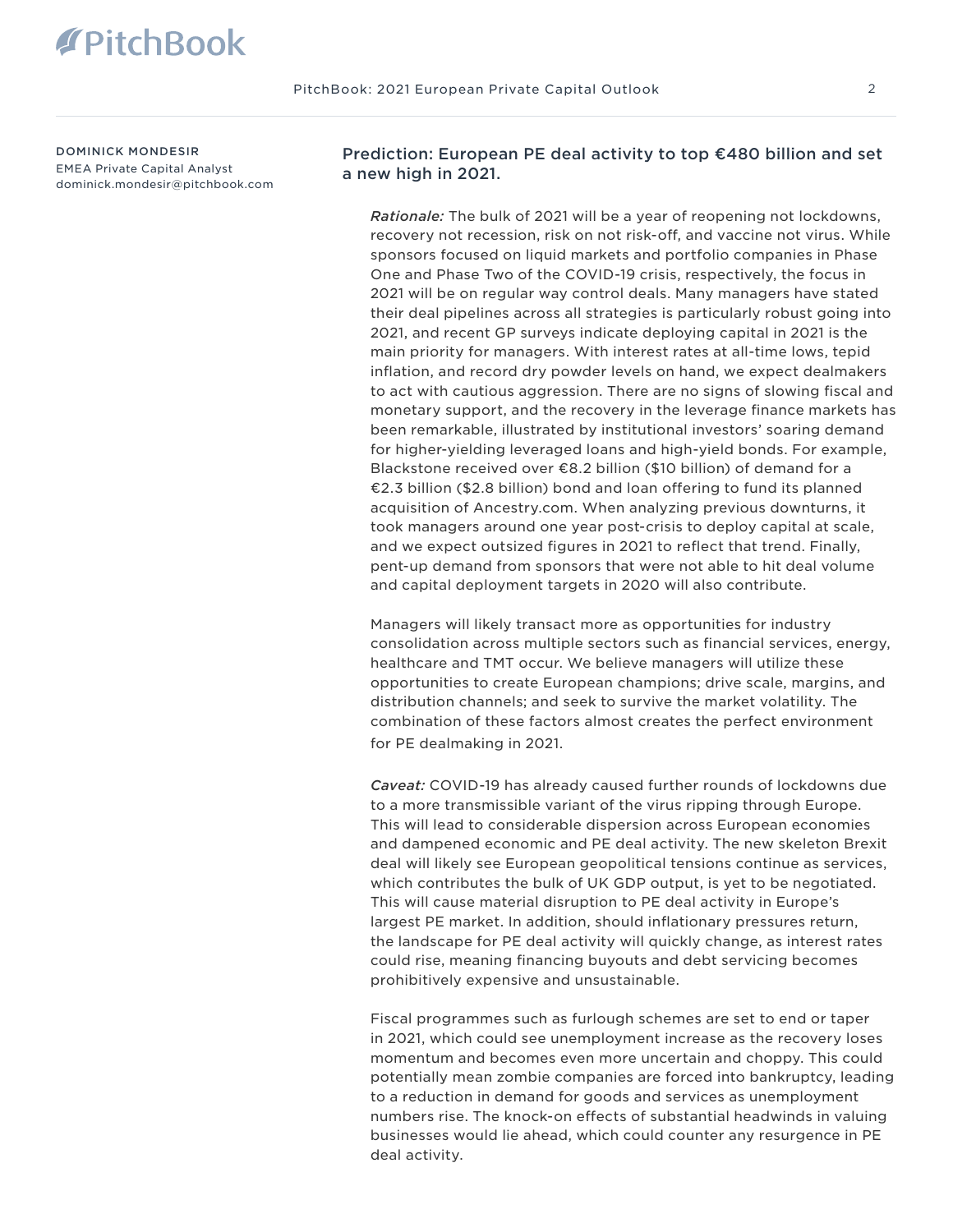**DOMINICK MONDESIR**
EMEA Private Capital Analyst
dominick.mondesir@pitchbook.com

## Prediction: European PE deal activity to top €480 billion and set a new high in 2021.

*Rationale:* The bulk of 2021 will be a year of reopening not lockdowns, recovery not recession, risk on not risk-off, and vaccine not virus. While sponsors focused on liquid markets and portfolio companies in Phase One and Phase Two of the COVID-19 crisis, respectively, the focus in 2021 will be on regular way control deals. Many managers have stated their deal pipelines across all strategies is particularly robust going into 2021, and recent GP surveys indicate deploying capital in 2021 is the main priority for managers. With interest rates at all-time lows, tepid inflation, and record dry powder levels on hand, we expect dealmakers to act with cautious aggression. There are no signs of slowing fiscal and monetary support, and the recovery in the leverage finance markets has been remarkable, illustrated by institutional investors' soaring demand for higher-yielding leveraged loans and high-yield bonds. For example, Blackstone received over €8.2 billion ($10 billion) of demand for a €2.3 billion ($2.8 billion) bond and loan offering to fund its planned acquisition of Ancestry.com. When analyzing previous downturns, it took managers around one year post-crisis to deploy capital at scale, and we expect outsized figures in 2021 to reflect that trend. Finally, pent-up demand from sponsors that were not able to hit deal volume and capital deployment targets in 2020 will also contribute.

Managers will likely transact more as opportunities for industry consolidation across multiple sectors such as financial services, energy, healthcare and TMT occur. We believe managers will utilize these opportunities to create European champions; drive scale, margins, and distribution channels; and seek to survive the market volatility. The combination of these factors almost creates the perfect environment for PE dealmaking in 2021.

*Caveat:* COVID-19 has already caused further rounds of lockdowns due to a more transmissible variant of the virus ripping through Europe. This will lead to considerable dispersion across European economies and dampened economic and PE deal activity. The new skeleton Brexit deal will likely see European geopolitical tensions continue as services, which contributes the bulk of UK GDP output, is yet to be negotiated. This will cause material disruption to PE deal activity in Europe's largest PE market. In addition, should inflationary pressures return, the landscape for PE deal activity will quickly change, as interest rates could rise, meaning financing buyouts and debt servicing becomes prohibitively expensive and unsustainable.

Fiscal programmes such as furlough schemes are set to end or taper in 2021, which could see unemployment increase as the recovery loses momentum and becomes even more uncertain and choppy. This could potentially mean zombie companies are forced into bankruptcy, leading to a reduction in demand for goods and services as unemployment numbers rise. The knock-on effects of substantial headwinds in valuing businesses would lie ahead, which could counter any resurgence in PE deal activity.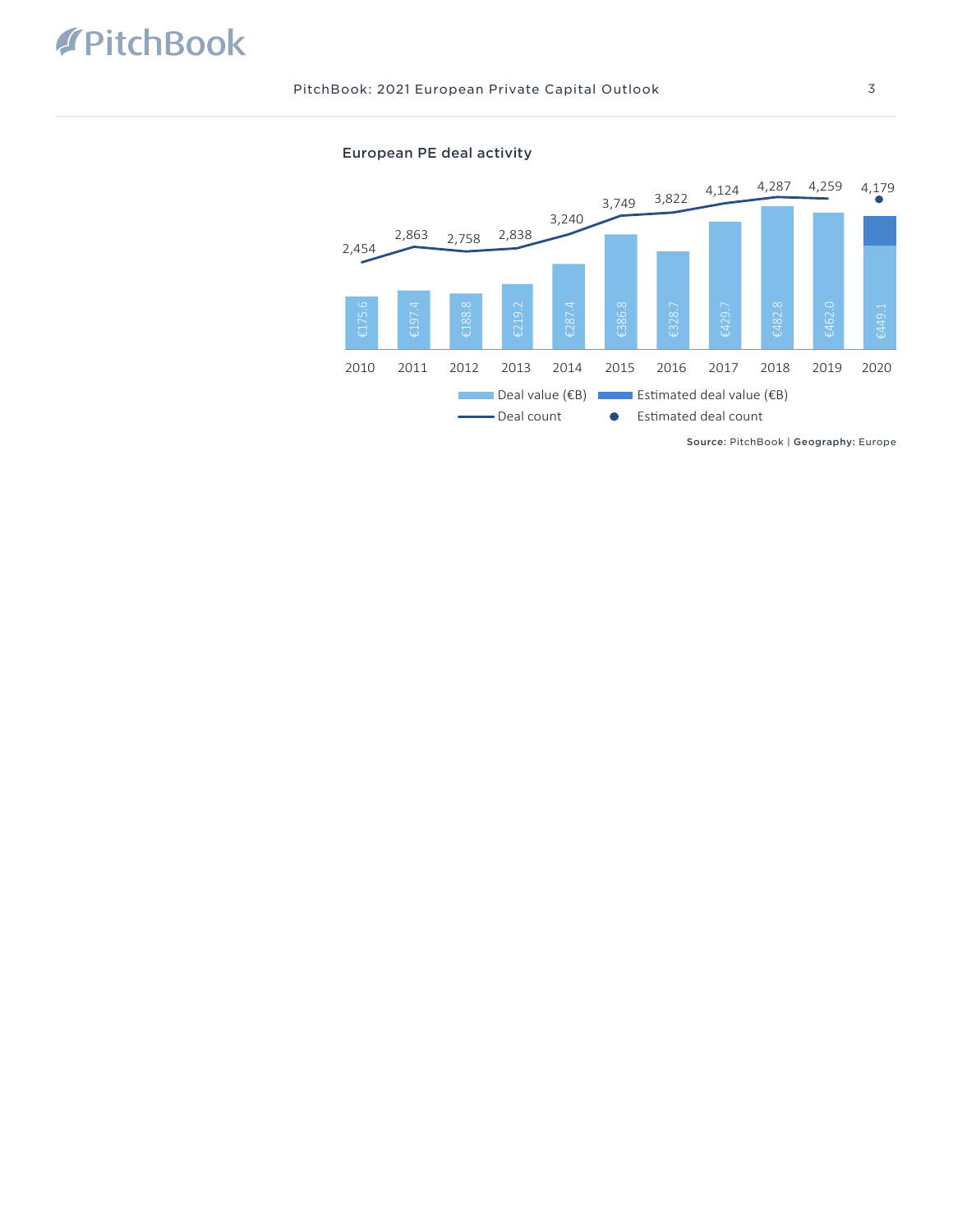## European PE deal activity

| Year | Deal value (€B) | Deal count |
|---|---|---|
| 2010 | €175.6 | 2,454 |
| 2011 | €197.4 | 2,863 |
| 2012 | €188.8 | 2,758 |
| 2013 | €219.2 | 2,838 |
| 2014 | €287.4 | 3,240 |
| 2015 | €386.8 | 3,749 |
| 2016 | €328.7 | 3,822 |
| 2017 | €429.7 | 4,124 |
| 2018 | €482.8 | 4,287 |
| 2019 | €462.0 | 4,259 |
| 2020 | €449.1 | 4,179 |

Deal value (€B) | Estimated deal value (€B) | Deal count | Estimated deal count

**Source:** PitchBook | **Geography:** Europe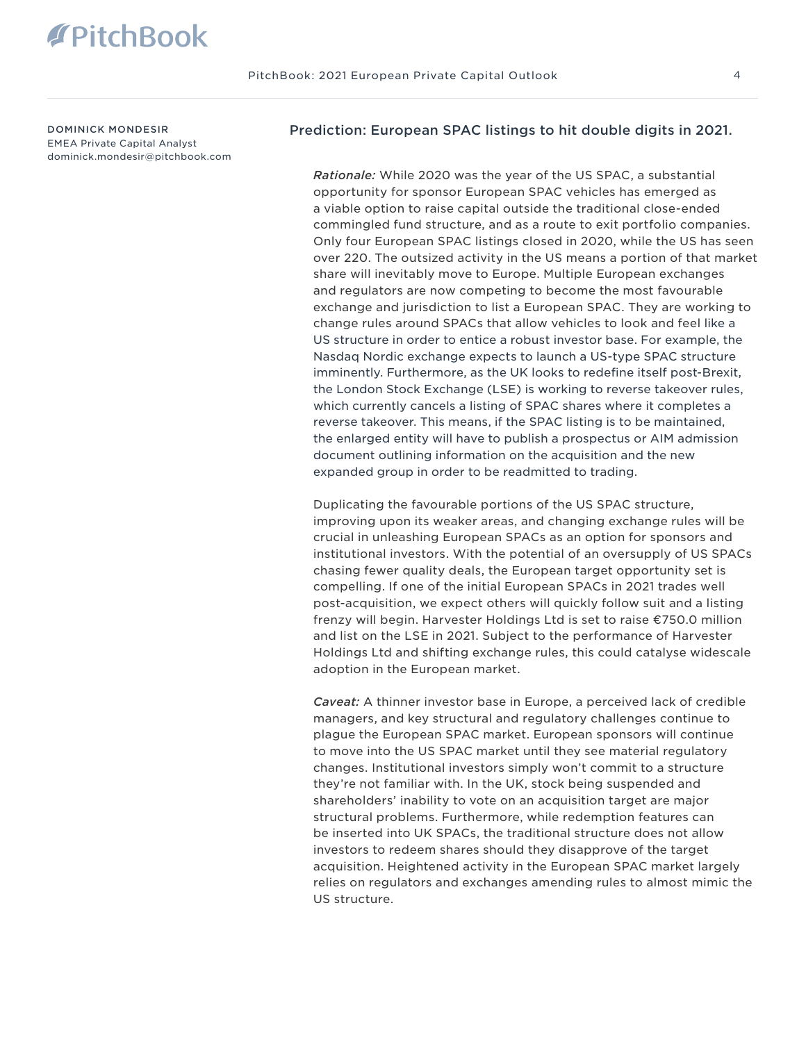DOMINICK MONDESIR
EMEA Private Capital Analyst
dominick.mondesir@pitchbook.com

## Prediction: European SPAC listings to hit double digits in 2021.

*Rationale:* While 2020 was the year of the US SPAC, a substantial opportunity for sponsor European SPAC vehicles has emerged as a viable option to raise capital outside the traditional close-ended commingled fund structure, and as a route to exit portfolio companies. Only four European SPAC listings closed in 2020, while the US has seen over 220. The outsized activity in the US means a portion of that market share will inevitably move to Europe. Multiple European exchanges and regulators are now competing to become the most favourable exchange and jurisdiction to list a European SPAC. They are working to change rules around SPACs that allow vehicles to look and feel like a US structure in order to entice a robust investor base. For example, the Nasdaq Nordic exchange expects to launch a US-type SPAC structure imminently. Furthermore, as the UK looks to redefine itself post-Brexit, the London Stock Exchange (LSE) is working to reverse takeover rules, which currently cancels a listing of SPAC shares where it completes a reverse takeover. This means, if the SPAC listing is to be maintained, the enlarged entity will have to publish a prospectus or AIM admission document outlining information on the acquisition and the new expanded group in order to be readmitted to trading.

Duplicating the favourable portions of the US SPAC structure, improving upon its weaker areas, and changing exchange rules will be crucial in unleashing European SPACs as an option for sponsors and institutional investors. With the potential of an oversupply of US SPACs chasing fewer quality deals, the European target opportunity set is compelling. If one of the initial European SPACs in 2021 trades well post-acquisition, we expect others will quickly follow suit and a listing frenzy will begin. Harvester Holdings Ltd is set to raise €750.0 million and list on the LSE in 2021. Subject to the performance of Harvester Holdings Ltd and shifting exchange rules, this could catalyse widescale adoption in the European market.

*Caveat:* A thinner investor base in Europe, a perceived lack of credible managers, and key structural and regulatory challenges continue to plague the European SPAC market. European sponsors will continue to move into the US SPAC market until they see material regulatory changes. Institutional investors simply won't commit to a structure they're not familiar with. In the UK, stock being suspended and shareholders' inability to vote on an acquisition target are major structural problems. Furthermore, while redemption features can be inserted into UK SPACs, the traditional structure does not allow investors to redeem shares should they disapprove of the target acquisition. Heightened activity in the European SPAC market largely relies on regulators and exchanges amending rules to almost mimic the US structure.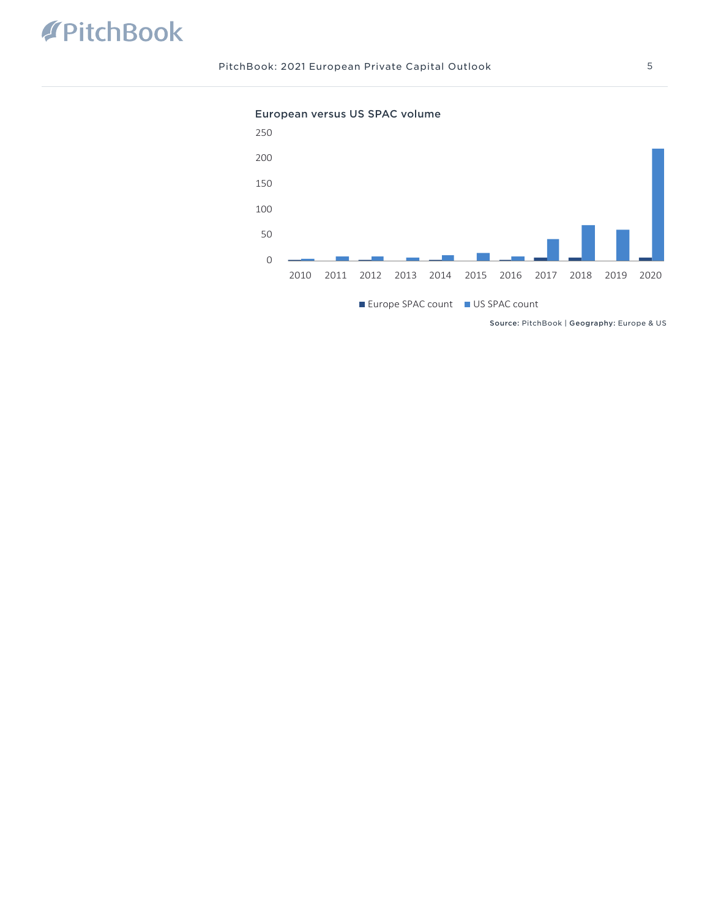European versus US SPAC volume

250
200
150
100
50
0

2010 2011 2012 2013 2014 2015 2016 2017 2018 2019 2020

■ Europe SPAC count ■ US SPAC count

**Source:** PitchBook | **Geography:** Europe & US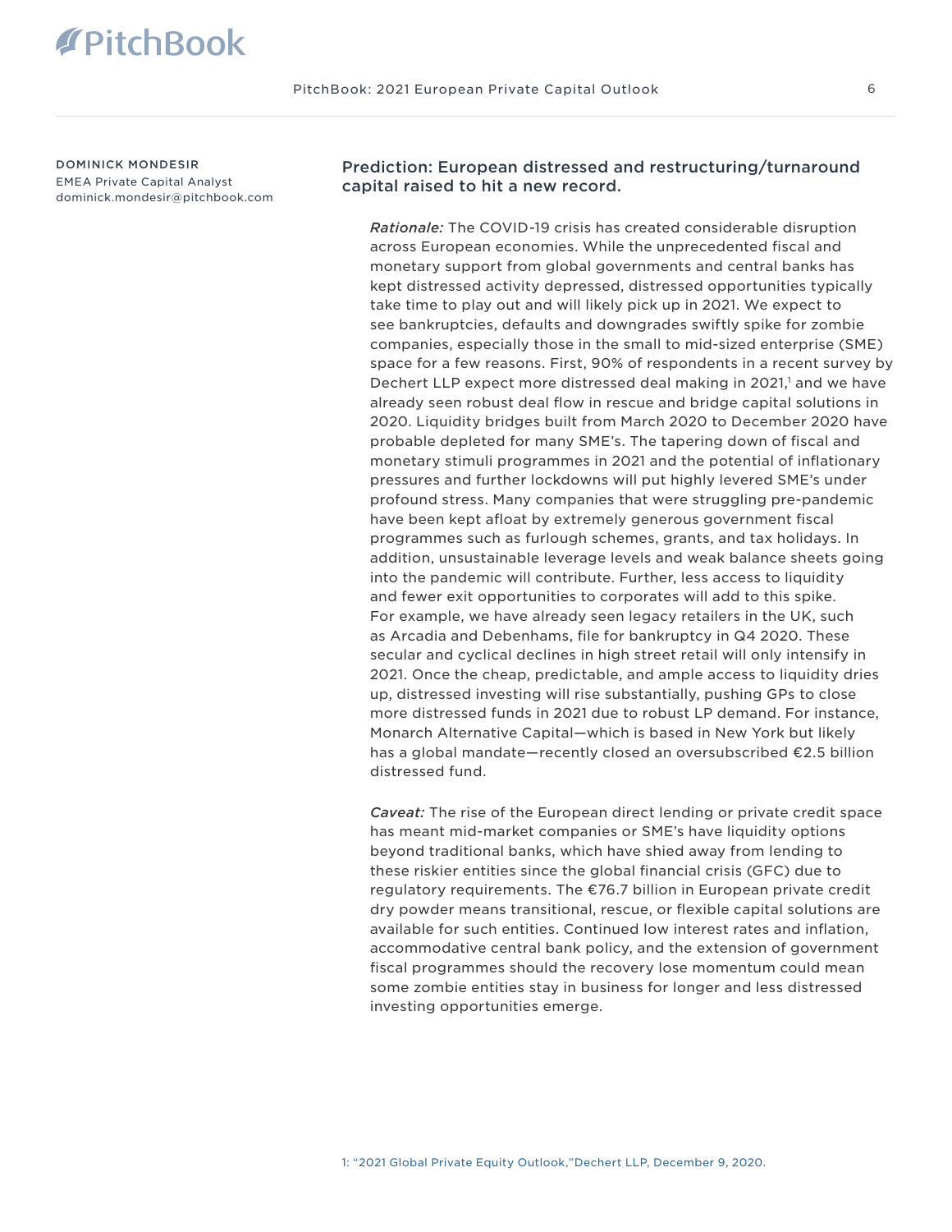DOMINICK MONDESIR
EMEA Private Capital Analyst
dominick.mondesir@pitchbook.com

## Prediction: European distressed and restructuring/turnaround capital raised to hit a new record.

*Rationale:* The COVID-19 crisis has created considerable disruption across European economies. While the unprecedented fiscal and monetary support from global governments and central banks has kept distressed activity depressed, distressed opportunities typically take time to play out and will likely pick up in 2021. We expect to see bankruptcies, defaults and downgrades swiftly spike for zombie companies, especially those in the small to mid-sized enterprise (SME) space for a few reasons. First, 90% of respondents in a recent survey by Dechert LLP expect more distressed deal making in 2021,[1] and we have already seen robust deal flow in rescue and bridge capital solutions in 2020. Liquidity bridges built from March 2020 to December 2020 have probable depleted for many SME's. The tapering down of fiscal and monetary stimuli programmes in 2021 and the potential of inflationary pressures and further lockdowns will put highly levered SME's under profound stress. Many companies that were struggling pre-pandemic have been kept afloat by extremely generous government fiscal programmes such as furlough schemes, grants, and tax holidays. In addition, unsustainable leverage levels and weak balance sheets going into the pandemic will contribute. Further, less access to liquidity and fewer exit opportunities to corporates will add to this spike. For example, we have already seen legacy retailers in the UK, such as Arcadia and Debenhams, file for bankruptcy in Q4 2020. These secular and cyclical declines in high street retail will only intensify in 2021. Once the cheap, predictable, and ample access to liquidity dries up, distressed investing will rise substantially, pushing GPs to close more distressed funds in 2021 due to robust LP demand. For instance, Monarch Alternative Capital—which is based in New York but likely has a global mandate—recently closed an oversubscribed €2.5 billion distressed fund.

*Caveat:* The rise of the European direct lending or private credit space has meant mid-market companies or SME's have liquidity options beyond traditional banks, which have shied away from lending to these riskier entities since the global financial crisis (GFC) due to regulatory requirements. The €76.7 billion in European private credit dry powder means transitional, rescue, or flexible capital solutions are available for such entities. Continued low interest rates and inflation, accommodative central bank policy, and the extension of government fiscal programmes should the recovery lose momentum could mean some zombie entities stay in business for longer and less distressed investing opportunities emerge.

1: "2021 Global Private Equity Outlook,"Dechert LLP, December 9, 2020.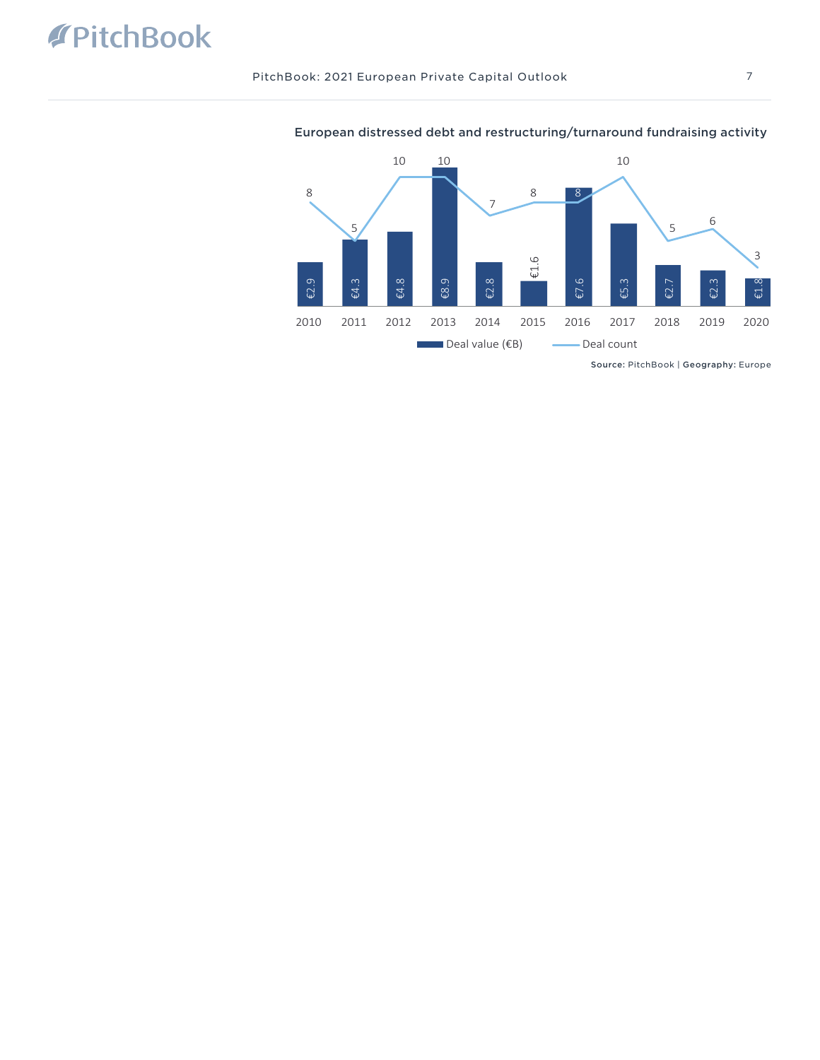### European distressed debt and restructuring/turnaround fundraising activity

| Year | Deal value (€B) | Deal count |
|---|---|---|
| 2010 | €2.9 | 8 |
| 2011 | €4.3 | 5 |
| 2012 | €4.8 | 10 |
| 2013 | €8.9 | 10 |
| 2014 | €2.8 | 7 |
| 2015 | €1.6 | 8 |
| 2016 | €7.6 | 8 |
| 2017 | €5.3 | 10 |
| 2018 | €2.7 | 5 |
| 2019 | €2.3 | 6 |
| 2020 | €1.8 | 3 |

**Source:** PitchBook | **Geography:** Europe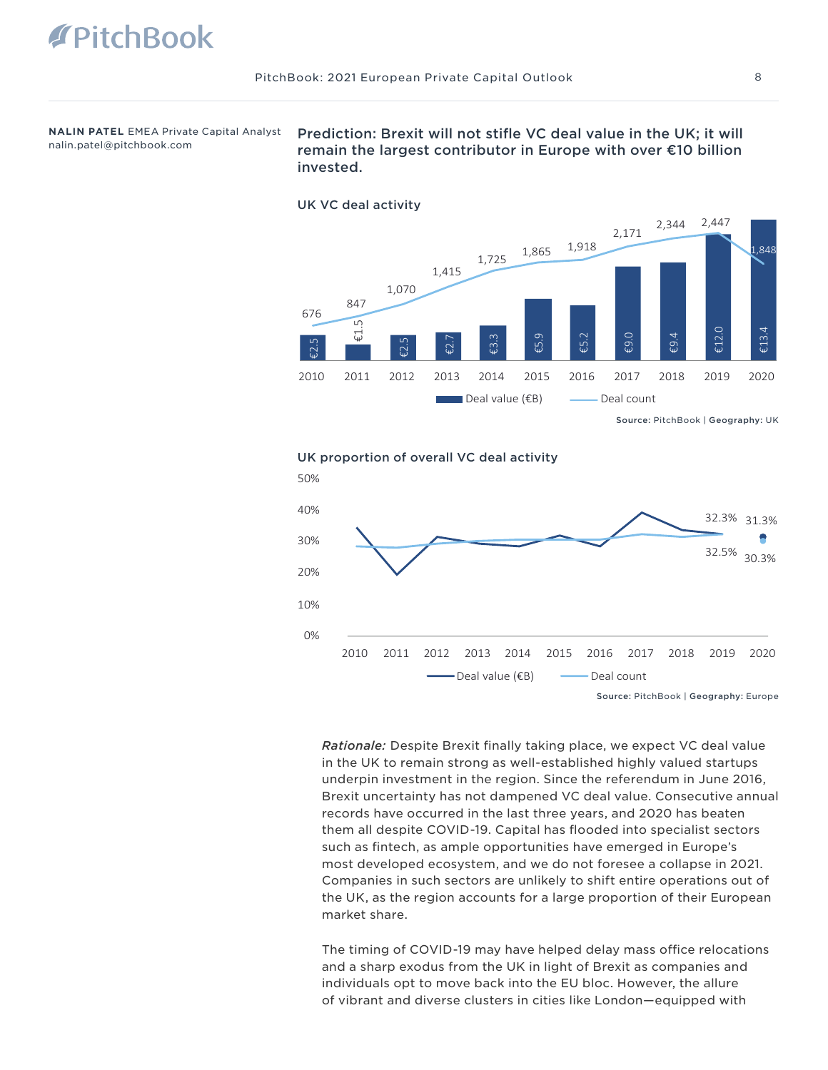**NALIN PATEL** EMEA Private Capital Analyst
nalin.patel@pitchbook.com

## Prediction: Brexit will not stifle VC deal value in the UK; it will remain the largest contributor in Europe with over €10 billion invested.

### UK VC deal activity

| Year | Deal value (€B) | Deal count |
|---|---|---|
| 2010 | €2.5 | 676 |
| 2011 | €1.5 | 847 |
| 2012 | €2.5 | 1,070 |
| 2013 | €2.7 | 1,415 |
| 2014 | €3.3 | 1,725 |
| 2015 | €5.9 | 1,865 |
| 2016 | €5.2 | 1,918 |
| 2017 | €9.0 | 2,171 |
| 2018 | €9.4 | 2,344 |
| 2019 | €12.0 | 2,447 |
| 2020 | €13.4 | 1,848 |

**Source:** PitchBook | **Geography:** UK

### UK proportion of overall VC deal activity

| Year | Deal value (€B) | Deal count |
|---|---|---|
| 2019 | 32.3% | 32.5% |
| 2020 | 31.3% | 30.3% |

**Source:** PitchBook | **Geography:** Europe

*Rationale:* Despite Brexit finally taking place, we expect VC deal value in the UK to remain strong as well-established highly valued startups underpin investment in the region. Since the referendum in June 2016, Brexit uncertainty has not dampened VC deal value. Consecutive annual records have occurred in the last three years, and 2020 has beaten them all despite COVID-19. Capital has flooded into specialist sectors such as fintech, as ample opportunities have emerged in Europe's most developed ecosystem, and we do not foresee a collapse in 2021. Companies in such sectors are unlikely to shift entire operations out of the UK, as the region accounts for a large proportion of their European market share.

The timing of COVID-19 may have helped delay mass office relocations and a sharp exodus from the UK in light of Brexit as companies and individuals opt to move back into the EU bloc. However, the allure of vibrant and diverse clusters in cities like London—equipped with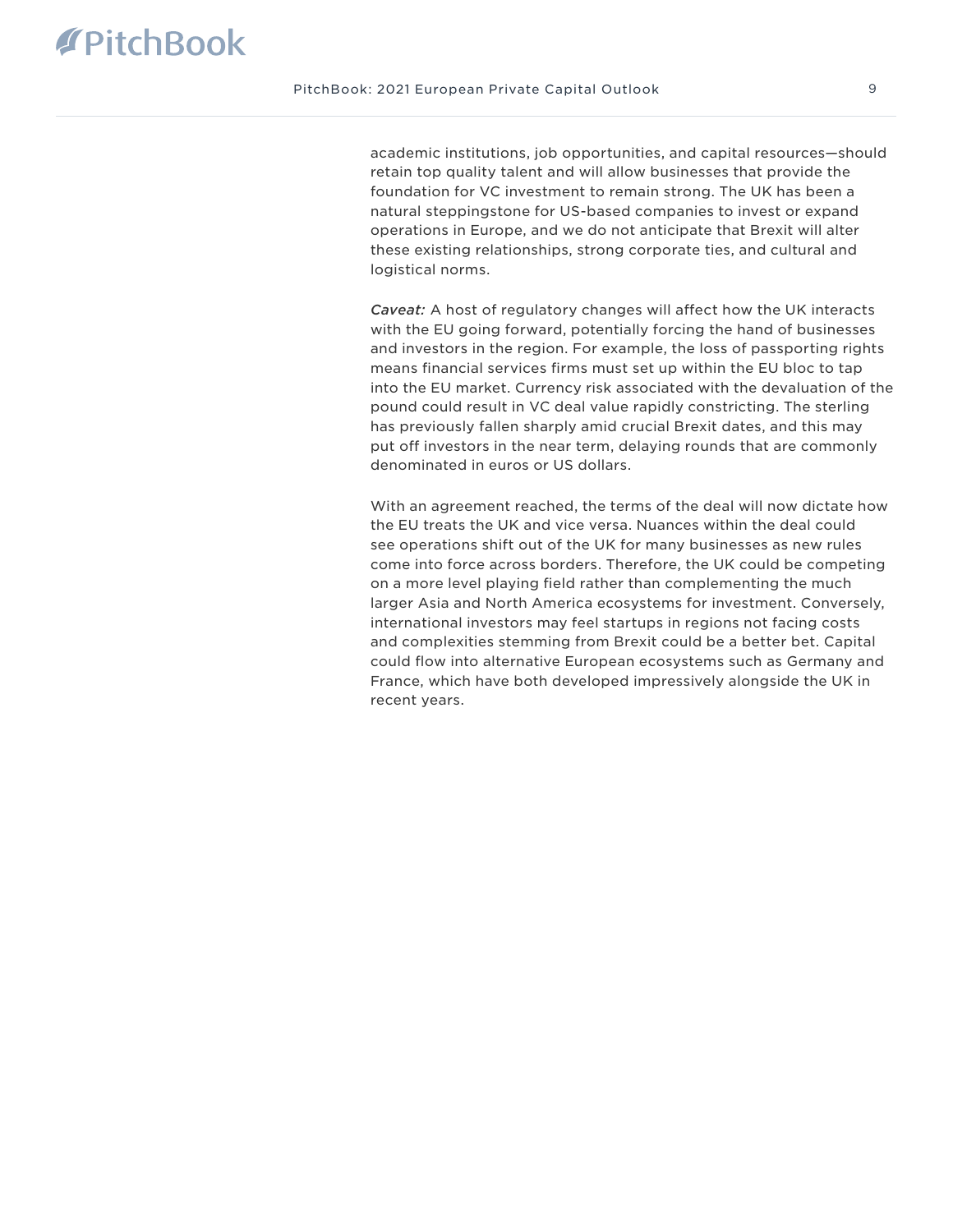academic institutions, job opportunities, and capital resources—should retain top quality talent and will allow businesses that provide the foundation for VC investment to remain strong. The UK has been a natural steppingstone for US-based companies to invest or expand operations in Europe, and we do not anticipate that Brexit will alter these existing relationships, strong corporate ties, and cultural and logistical norms.

***Caveat:*** A host of regulatory changes will affect how the UK interacts with the EU going forward, potentially forcing the hand of businesses and investors in the region. For example, the loss of passporting rights means financial services firms must set up within the EU bloc to tap into the EU market. Currency risk associated with the devaluation of the pound could result in VC deal value rapidly constricting. The sterling has previously fallen sharply amid crucial Brexit dates, and this may put off investors in the near term, delaying rounds that are commonly denominated in euros or US dollars.

With an agreement reached, the terms of the deal will now dictate how the EU treats the UK and vice versa. Nuances within the deal could see operations shift out of the UK for many businesses as new rules come into force across borders. Therefore, the UK could be competing on a more level playing field rather than complementing the much larger Asia and North America ecosystems for investment. Conversely, international investors may feel startups in regions not facing costs and complexities stemming from Brexit could be a better bet. Capital could flow into alternative European ecosystems such as Germany and France, which have both developed impressively alongside the UK in recent years.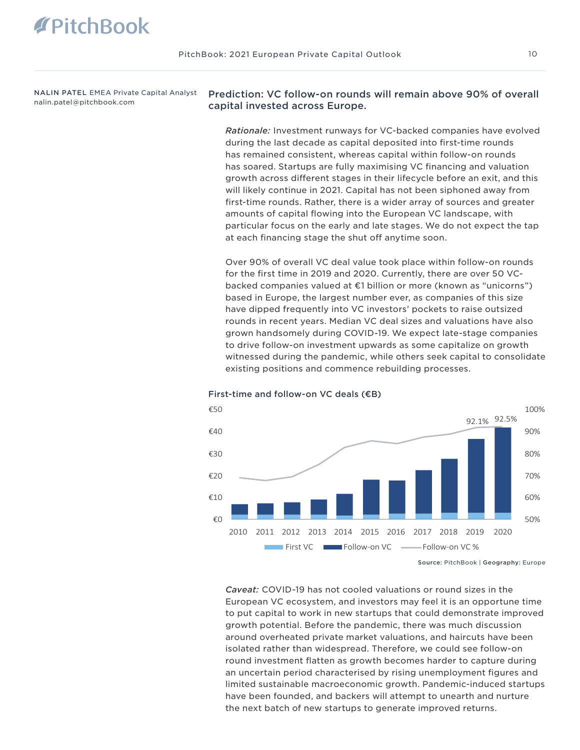NALIN PATEL EMEA Private Capital Analyst
nalin.patel@pitchbook.com

## Prediction: VC follow-on rounds will remain above 90% of overall capital invested across Europe.

*Rationale:* Investment runways for VC-backed companies have evolved during the last decade as capital deposited into first-time rounds has remained consistent, whereas capital within follow-on rounds has soared. Startups are fully maximising VC financing and valuation growth across different stages in their lifecycle before an exit, and this will likely continue in 2021. Capital has not been siphoned away from first-time rounds. Rather, there is a wider array of sources and greater amounts of capital flowing into the European VC landscape, with particular focus on the early and late stages. We do not expect the tap at each financing stage the shut off anytime soon.

Over 90% of overall VC deal value took place within follow-on rounds for the first time in 2019 and 2020. Currently, there are over 50 VC-backed companies valued at €1 billion or more (known as "unicorns") based in Europe, the largest number ever, as companies of this size have dipped frequently into VC investors' pockets to raise outsized rounds in recent years. Median VC deal sizes and valuations have also grown handsomely during COVID-19. We expect late-stage companies to drive follow-on investment upwards as some capitalize on growth witnessed during the pandemic, while others seek capital to consolidate existing positions and commence rebuilding processes.

**First-time and follow-on VC deals (€B)**

Source: PitchBook | Geography: Europe

*Caveat:* COVID-19 has not cooled valuations or round sizes in the European VC ecosystem, and investors may feel it is an opportune time to put capital to work in new startups that could demonstrate improved growth potential. Before the pandemic, there was much discussion around overheated private market valuations, and haircuts have been isolated rather than widespread. Therefore, we could see follow-on round investment flatten as growth becomes harder to capture during an uncertain period characterised by rising unemployment figures and limited sustainable macroeconomic growth. Pandemic-induced startups have been founded, and backers will attempt to unearth and nurture the next batch of new startups to generate improved returns.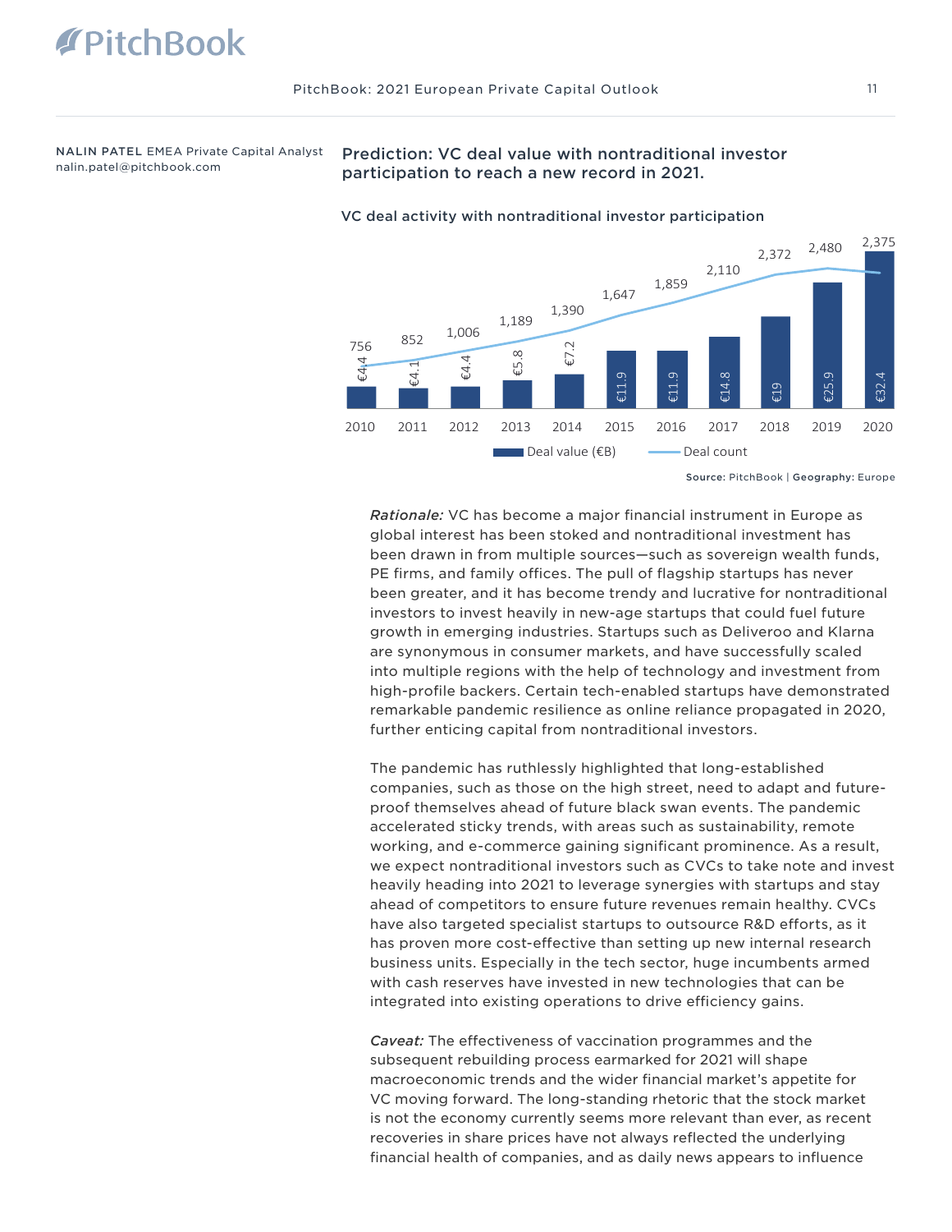NALIN PATEL EMEA Private Capital Analyst
nalin.patel@pitchbook.com

## Prediction: VC deal value with nontraditional investor participation to reach a new record in 2021.

**VC deal activity with nontraditional investor participation**

| Year | Deal value (€B) | Deal count |
|---|---|---|
| 2010 | €4.4 | 756 |
| 2011 | €4.1 | 852 |
| 2012 | €4.4 | 1,006 |
| 2013 | €5.8 | 1,189 |
| 2014 | €7.2 | 1,390 |
| 2015 | €11.9 | 1,647 |
| 2016 | €11.9 | 1,859 |
| 2017 | €14.8 | 2,110 |
| 2018 | €19 | 2,372 |
| 2019 | €25.9 | 2,480 |
| 2020 | €32.4 | 2,375 |

**Source:** PitchBook | **Geography:** Europe

*Rationale:* VC has become a major financial instrument in Europe as global interest has been stoked and nontraditional investment has been drawn in from multiple sources—such as sovereign wealth funds, PE firms, and family offices. The pull of flagship startups has never been greater, and it has become trendy and lucrative for nontraditional investors to invest heavily in new-age startups that could fuel future growth in emerging industries. Startups such as Deliveroo and Klarna are synonymous in consumer markets, and have successfully scaled into multiple regions with the help of technology and investment from high-profile backers. Certain tech-enabled startups have demonstrated remarkable pandemic resilience as online reliance propagated in 2020, further enticing capital from nontraditional investors.

The pandemic has ruthlessly highlighted that long-established companies, such as those on the high street, need to adapt and future-proof themselves ahead of future black swan events. The pandemic accelerated sticky trends, with areas such as sustainability, remote working, and e-commerce gaining significant prominence. As a result, we expect nontraditional investors such as CVCs to take note and invest heavily heading into 2021 to leverage synergies with startups and stay ahead of competitors to ensure future revenues remain healthy. CVCs have also targeted specialist startups to outsource R&D efforts, as it has proven more cost-effective than setting up new internal research business units. Especially in the tech sector, huge incumbents armed with cash reserves have invested in new technologies that can be integrated into existing operations to drive efficiency gains.

*Caveat:* The effectiveness of vaccination programmes and the subsequent rebuilding process earmarked for 2021 will shape macroeconomic trends and the wider financial market's appetite for VC moving forward. The long-standing rhetoric that the stock market is not the economy currently seems more relevant than ever, as recent recoveries in share prices have not always reflected the underlying financial health of companies, and as daily news appears to influence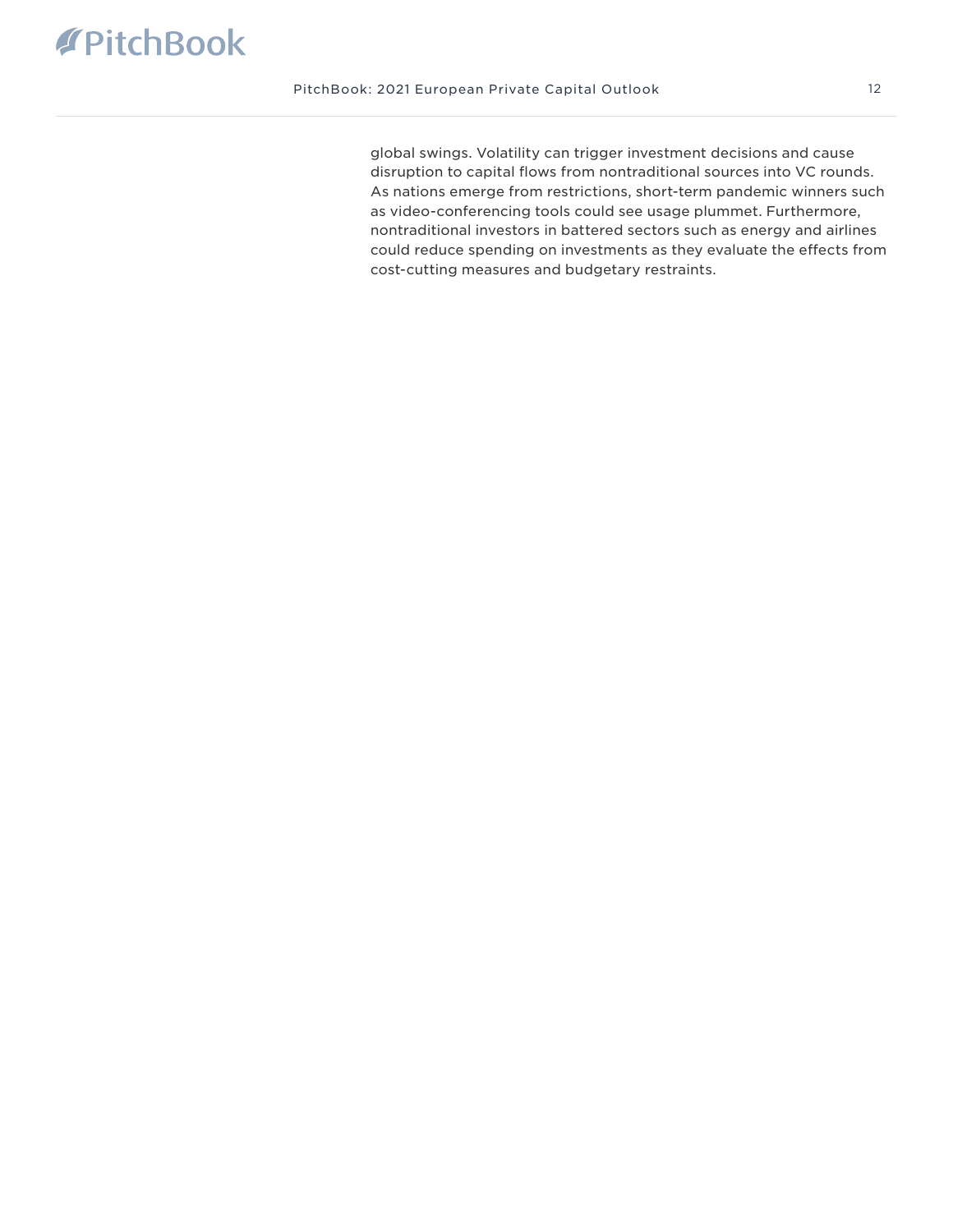global swings. Volatility can trigger investment decisions and cause disruption to capital flows from nontraditional sources into VC rounds. As nations emerge from restrictions, short-term pandemic winners such as video-conferencing tools could see usage plummet. Furthermore, nontraditional investors in battered sectors such as energy and airlines could reduce spending on investments as they evaluate the effects from cost-cutting measures and budgetary restraints.